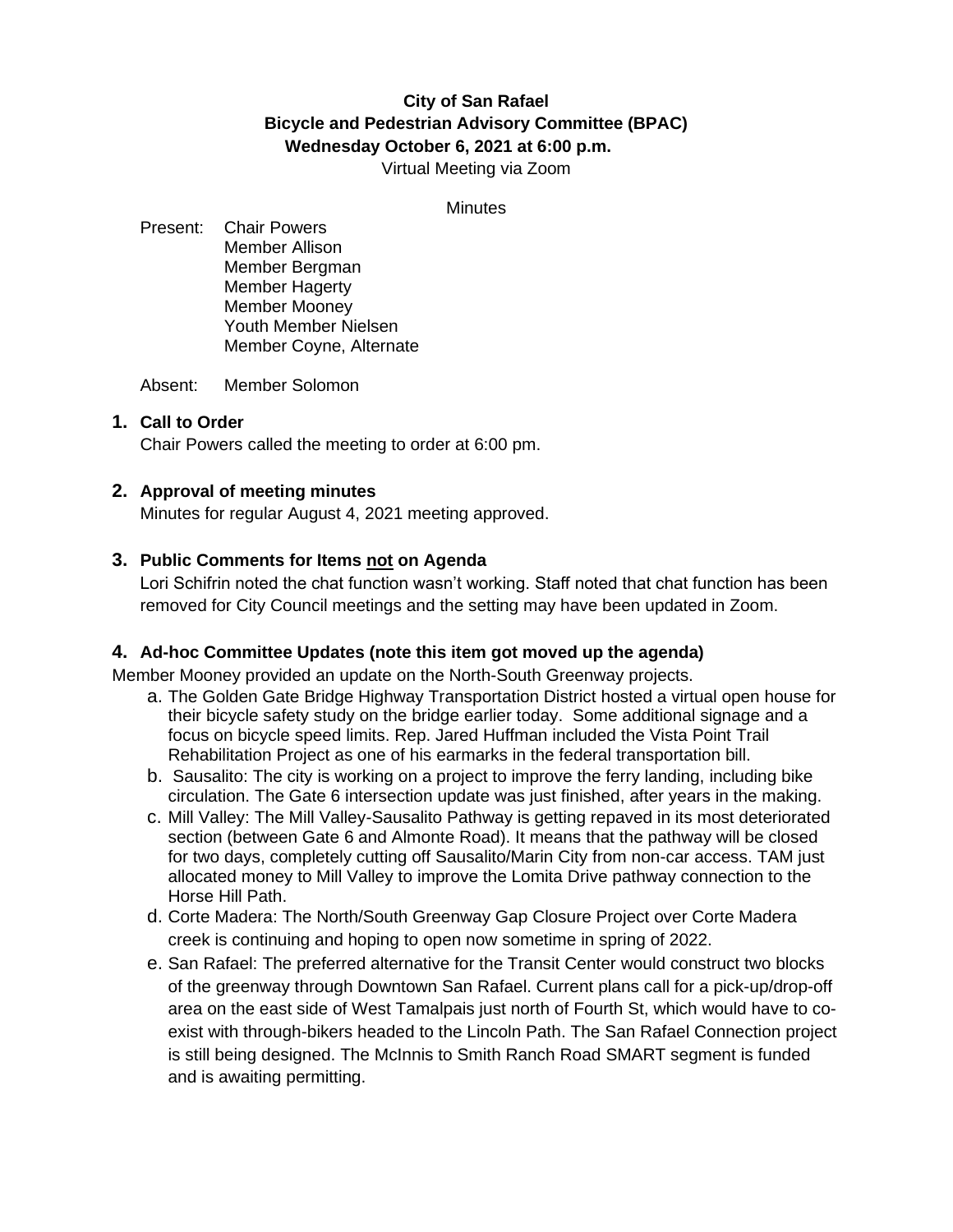**City of San Rafael**
**Bicycle and Pedestrian Advisory Committee (BPAC)**
**Wednesday October 6, 2021 at 6:00 p.m.**
Virtual Meeting via Zoom

Minutes

Present: Chair Powers
Member Allison
Member Bergman
Member Hagerty
Member Mooney
Youth Member Nielsen
Member Coyne, Alternate

Absent: Member Solomon

## 1. Call to Order

Chair Powers called the meeting to order at 6:00 pm.

## 2. Approval of meeting minutes

Minutes for regular August 4, 2021 meeting approved.

## 3. Public Comments for Items <u>not</u> on Agenda

Lori Schifrin noted the chat function wasn't working. Staff noted that chat function has been removed for City Council meetings and the setting may have been updated in Zoom.

## 4. Ad-hoc Committee Updates (note this item got moved up the agenda)

Member Mooney provided an update on the North-South Greenway projects.

a. The Golden Gate Bridge Highway Transportation District hosted a virtual open house for their bicycle safety study on the bridge earlier today. Some additional signage and a focus on bicycle speed limits. Rep. Jared Huffman included the Vista Point Trail Rehabilitation Project as one of his earmarks in the federal transportation bill.
b. Sausalito: The city is working on a project to improve the ferry landing, including bike circulation. The Gate 6 intersection update was just finished, after years in the making.
c. Mill Valley: The Mill Valley-Sausalito Pathway is getting repaved in its most deteriorated section (between Gate 6 and Almonte Road). It means that the pathway will be closed for two days, completely cutting off Sausalito/Marin City from non-car access. TAM just allocated money to Mill Valley to improve the Lomita Drive pathway connection to the Horse Hill Path.
d. Corte Madera: The North/South Greenway Gap Closure Project over Corte Madera creek is continuing and hoping to open now sometime in spring of 2022.
e. San Rafael: The preferred alternative for the Transit Center would construct two blocks of the greenway through Downtown San Rafael. Current plans call for a pick-up/drop-off area on the east side of West Tamalpais just north of Fourth St, which would have to co-exist with through-bikers headed to the Lincoln Path. The San Rafael Connection project is still being designed. The McInnis to Smith Ranch Road SMART segment is funded and is awaiting permitting.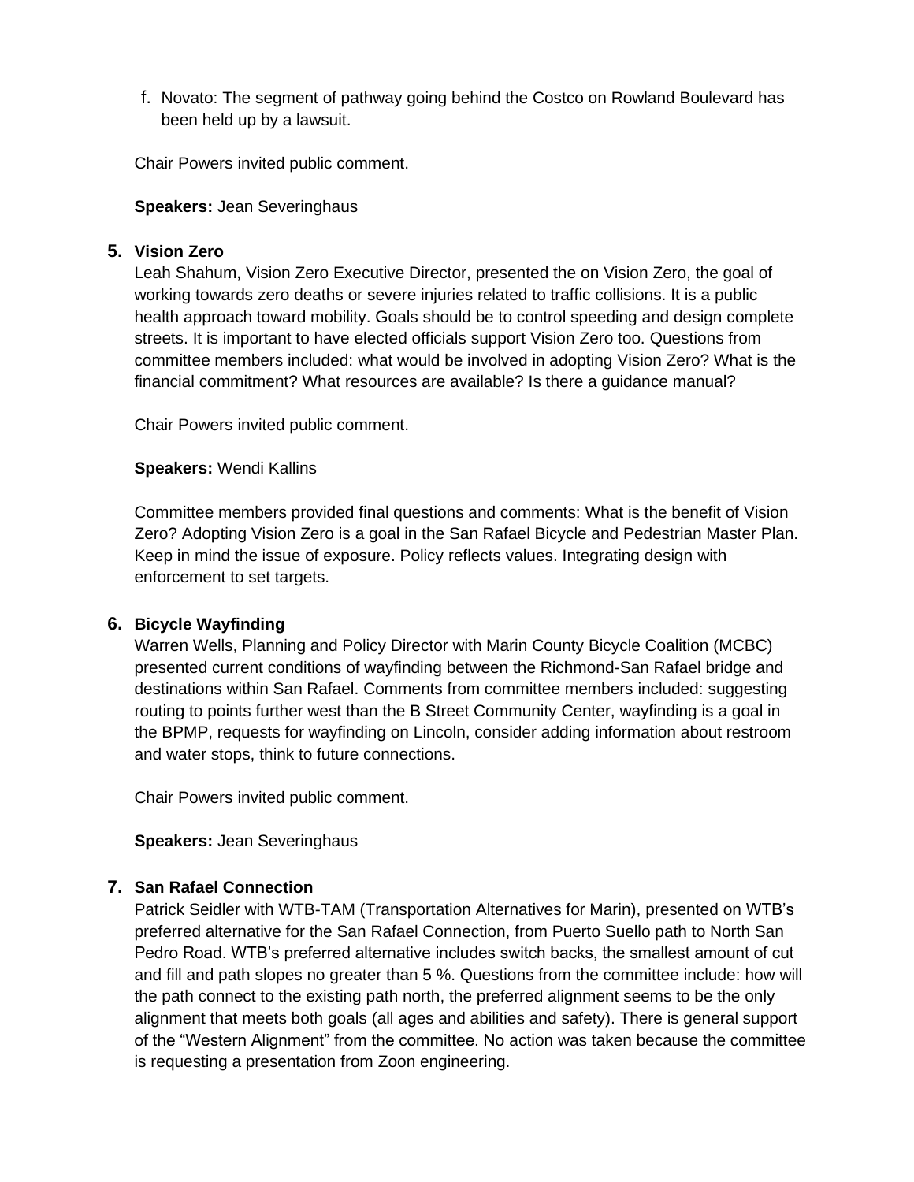f. Novato: The segment of pathway going behind the Costco on Rowland Boulevard has been held up by a lawsuit.

Chair Powers invited public comment.

**Speakers:** Jean Severinghaus

## 5. Vision Zero

Leah Shahum, Vision Zero Executive Director, presented the on Vision Zero, the goal of working towards zero deaths or severe injuries related to traffic collisions. It is a public health approach toward mobility. Goals should be to control speeding and design complete streets. It is important to have elected officials support Vision Zero too. Questions from committee members included: what would be involved in adopting Vision Zero? What is the financial commitment? What resources are available? Is there a guidance manual?

Chair Powers invited public comment.

**Speakers:** Wendi Kallins

Committee members provided final questions and comments: What is the benefit of Vision Zero? Adopting Vision Zero is a goal in the San Rafael Bicycle and Pedestrian Master Plan. Keep in mind the issue of exposure. Policy reflects values. Integrating design with enforcement to set targets.

## 6. Bicycle Wayfinding

Warren Wells, Planning and Policy Director with Marin County Bicycle Coalition (MCBC) presented current conditions of wayfinding between the Richmond-San Rafael bridge and destinations within San Rafael. Comments from committee members included: suggesting routing to points further west than the B Street Community Center, wayfinding is a goal in the BPMP, requests for wayfinding on Lincoln, consider adding information about restroom and water stops, think to future connections.

Chair Powers invited public comment.

**Speakers:** Jean Severinghaus

## 7. San Rafael Connection

Patrick Seidler with WTB-TAM (Transportation Alternatives for Marin), presented on WTB's preferred alternative for the San Rafael Connection, from Puerto Suello path to North San Pedro Road. WTB's preferred alternative includes switch backs, the smallest amount of cut and fill and path slopes no greater than 5 %. Questions from the committee include: how will the path connect to the existing path north, the preferred alignment seems to be the only alignment that meets both goals (all ages and abilities and safety). There is general support of the "Western Alignment" from the committee. No action was taken because the committee is requesting a presentation from Zoon engineering.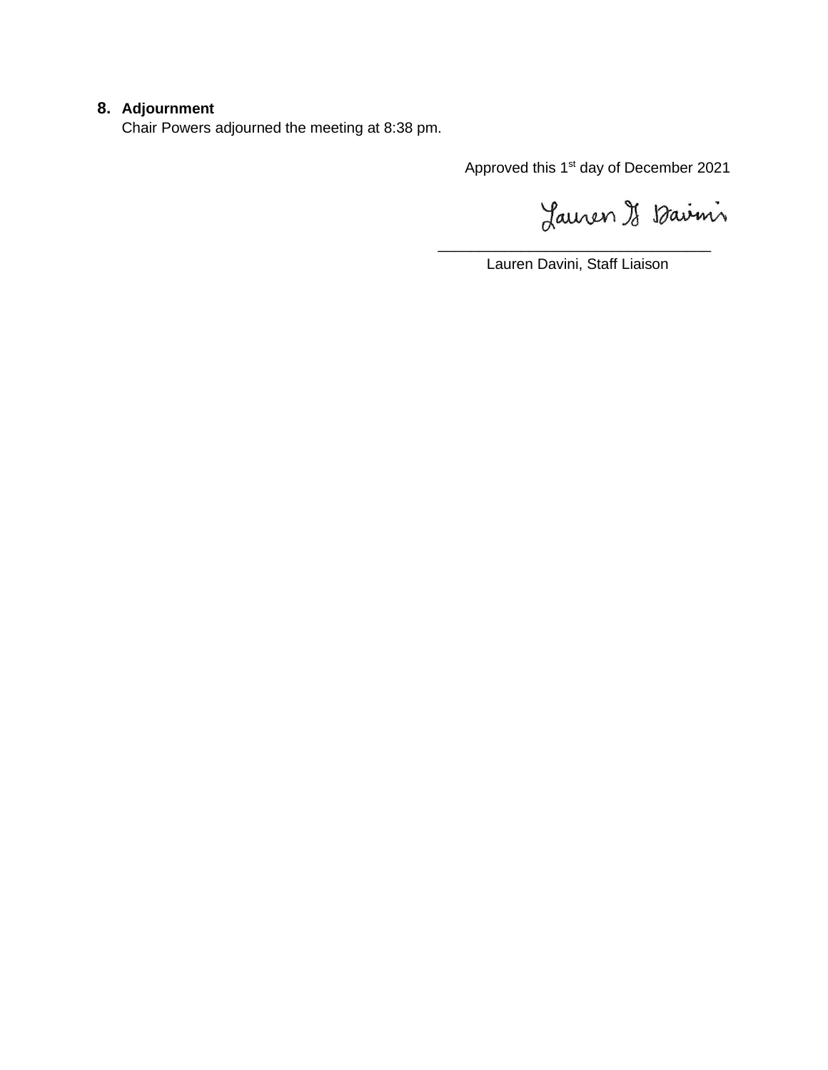8. **Adjournment**
   Chair Powers adjourned the meeting at 8:38 pm.

Approved this 1st day of December 2021

Lauren G Davini

\_\_\_\_\_\_\_\_\_\_\_\_\_\_\_\_\_\_\_\_\_\_\_\_\_\_\_\_\_\_\_\_\_\_

Lauren Davini, Staff Liaison